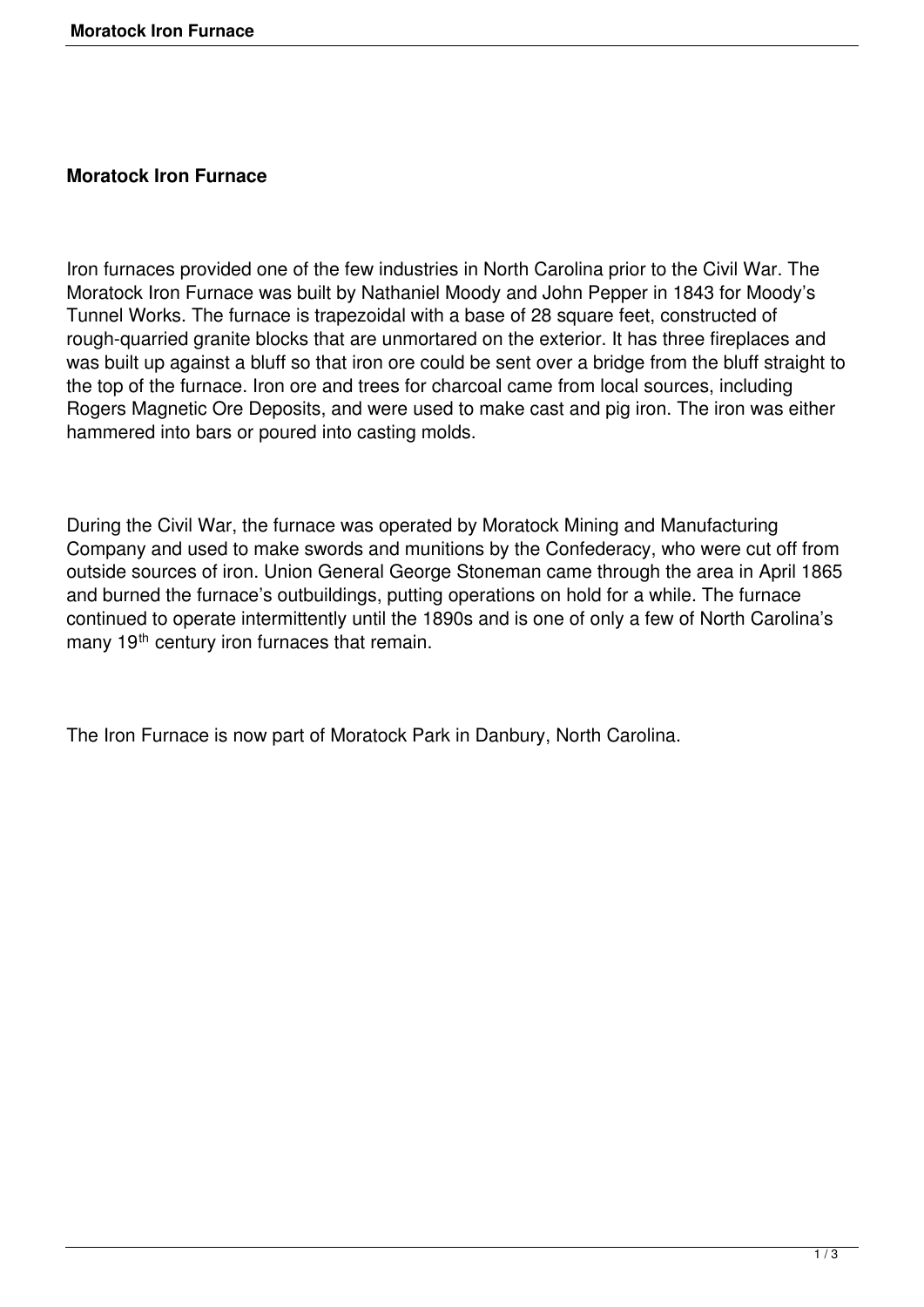# Moratock Iron Furnace

Iron furnaces provided one of the few industries in North Carolina prior to the Civil War. The Moratock Iron Furnace was built by Nathaniel Moody and John Pepper in 1843 for Moody's Tunnel Works. The furnace is trapezoidal with a base of 28 square feet, constructed of rough-quarried granite blocks that are unmortared on the exterior. It has three fireplaces and was built up against a bluff so that iron ore could be sent over a bridge from the bluff straight to the top of the furnace. Iron ore and trees for charcoal came from local sources, including Rogers Magnetic Ore Deposits, and were used to make cast and pig iron. The iron was either hammered into bars or poured into casting molds.

During the Civil War, the furnace was operated by Moratock Mining and Manufacturing Company and used to make swords and munitions by the Confederacy, who were cut off from outside sources of iron. Union General George Stoneman came through the area in April 1865 and burned the furnace's outbuildings, putting operations on hold for a while. The furnace continued to operate intermittently until the 1890s and is one of only a few of North Carolina's many 19th century iron furnaces that remain.

The Iron Furnace is now part of Moratock Park in Danbury, North Carolina.